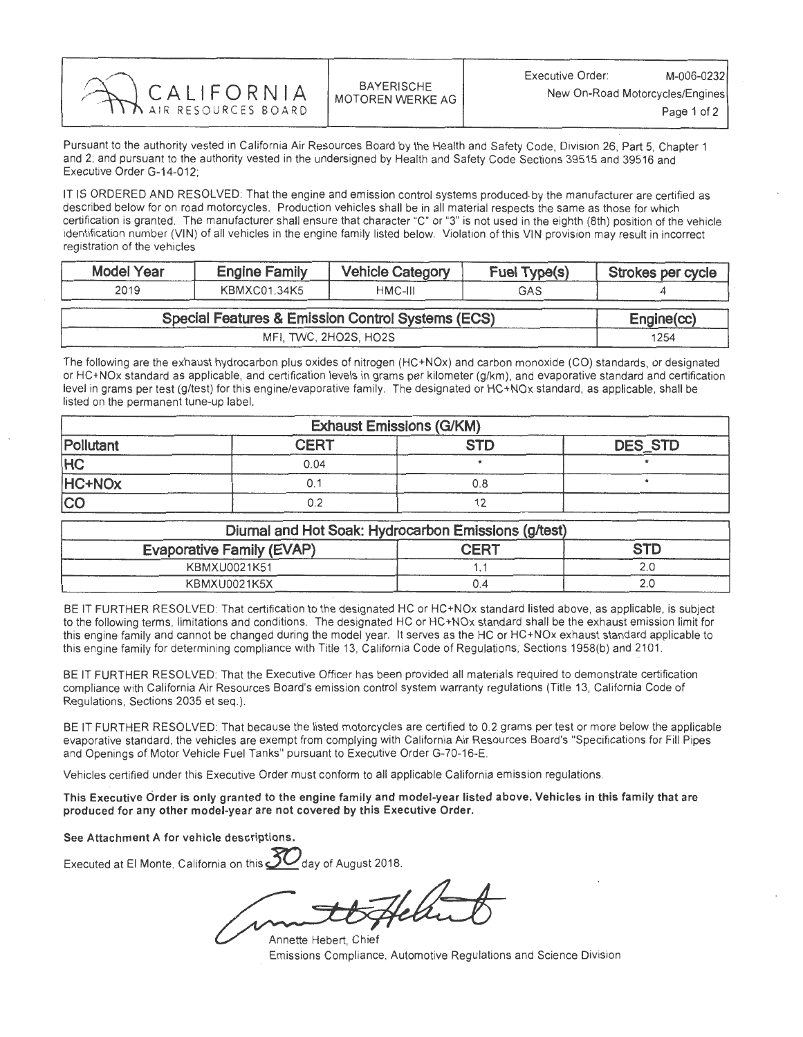CALIFORNIA AIR RESOURCES BOARD | BAYERISCHE MOTOREN WERKE AG | Executive Order: M-006-0232 New On-Road Motorcycles/Engines

Pursuant to the authority vested in California Air Resources Board by the Health and Safety Code, Division 26, Part 5, Chapter 1 and 2; and pursuant to the authority vested in the undersigned by Health and Safety Code Sections 39515 and 39516 and Executive Order G-14-012;

IT IS ORDERED AND RESOLVED: That the engine and emission control systems produced by the manufacturer are certified as described below for on road motorcycles. Production vehicles shall be in all material respects the same as those for which certification is granted. The manufacturer shall ensure that character "C" or "3" is not used in the eighth (8th) position of the vehicle identification number (VIN) of all vehicles in the engine family listed below. Violation of this VIN provision may result in incorrect registration of the vehicles

| Model Year | Engine Family | Vehicle Category | Fuel Type(s) | Strokes per cycle |
|---|---|---|---|---|
| 2019 | KBMXC01.34K5 | HMC-III | GAS | 4 |

| Special Features & Emission Control Systems (ECS) | Engine(cc) |
|---|---|
| MFI, TWC, 2HO2S, HO2S | 1254 |

The following are the exhaust hydrocarbon plus oxides of nitrogen (HC+NOx) and carbon monoxide (CO) standards, or designated or HC+NOx standard as applicable, and certification levels in grams per kilometer (g/km), and evaporative standard and certification level in grams per test (g/test) for this engine/evaporative family. The designated or HC+NOx standard, as applicable, shall be listed on the permanent tune-up label.

| Exhaust Emissions (G/KM) | | | |
|---|---|---|---|
| Pollutant | CERT | STD | DES_STD |
| HC | 0.04 | * | * |
| HC+NOx | 0.1 | 0.8 | * |
| CO | 0.2 | 12 | |

| Diurnal and Hot Soak: Hydrocarbon Emissions (g/test) | | |
|---|---|---|
| Evaporative Family (EVAP) | CERT | STD |
| KBMXU0021K51 | 1.1 | 2.0 |
| KBMXU0021K5X | 0.4 | 2.0 |

BE IT FURTHER RESOLVED: That certification to the designated HC or HC+NOx standard listed above, as applicable, is subject to the following terms, limitations and conditions. The designated HC or HC+NOx standard shall be the exhaust emission limit for this engine family and cannot be changed during the model year. It serves as the HC or HC+NOx exhaust standard applicable to this engine family for determining compliance with Title 13, California Code of Regulations, Sections 1958(b) and 2101.

BE IT FURTHER RESOLVED: That the Executive Officer has been provided all materials required to demonstrate certification compliance with California Air Resources Board's emission control system warranty regulations (Title 13, California Code of Regulations, Sections 2035 et seq.).

BE IT FURTHER RESOLVED: That because the listed motorcycles are certified to 0.2 grams per test or more below the applicable evaporative standard, the vehicles are exempt from complying with California Air Resources Board's "Specifications for Fill Pipes and Openings of Motor Vehicle Fuel Tanks" pursuant to Executive Order G-70-16-E.

Vehicles certified under this Executive Order must conform to all applicable California emission regulations.

**This Executive Order is only granted to the engine family and model-year listed above. Vehicles in this family that are produced for any other model-year are not covered by this Executive Order.**

**See Attachment A for vehicle descriptions.**

Executed at El Monte, California on this 30 day of August 2018.

Annette Hebert, Chief
Emissions Compliance, Automotive Regulations and Science Division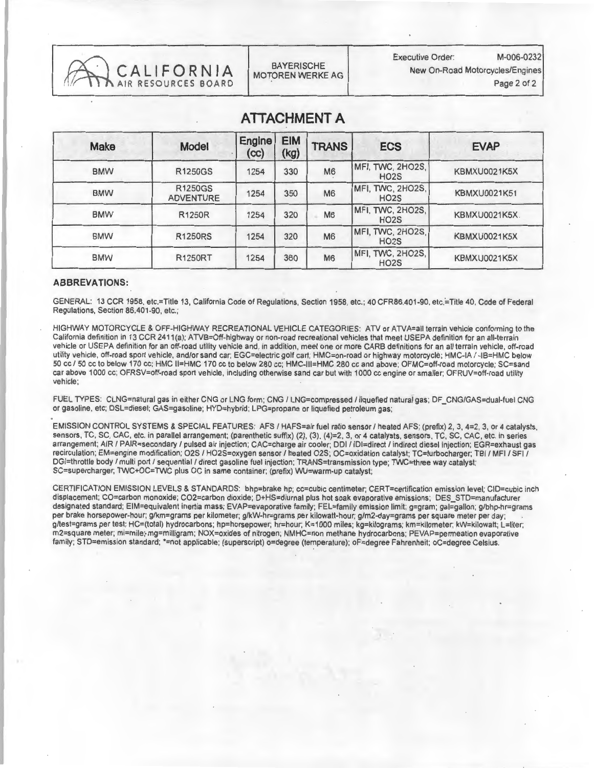## ATTACHMENT A

| Make | Model | Engine (cc) | EIM (kg) | TRANS | ECS | EVAP |
|---|---|---|---|---|---|---|
| BMW | R1250GS | 1254 | 330 | M6 | MFI, TWC, 2HO2S, HO2S | KBMXU0021K5X |
| BMW | R1250GS ADVENTURE | 1254 | 350 | M6 | MFI, TWC, 2HO2S, HO2S | KBMXU0021K51 |
| BMW | R1250R | 1254 | 320 | M6 | MFI, TWC, 2HO2S, HO2S | KBMXU0021K5X. |
| BMW | R1250RS | 1254 | 320 | M6 | MFI, TWC, 2HO2S, HO2S | KBMXU0021K5X |
| BMW | R1250RT | 1254 | 360 | M6 | MFI, TWC, 2HO2S, HO2S | KBMXU0021K5X |

### ABBREVATIONS:

GENERAL: 13 CCR 1958, etc.=Title 13, California Code of Regulations, Section 1958, etc.; 40 CFR86.401-90, etc.=Title 40, Code of Federal Regulations, Section 86.401-90, etc.;

HIGHWAY MOTORCYCLE & OFF-HIGHWAY RECREATIONAL VEHICLE CATEGORIES: ATV or ATVA=all terrain vehicle conforming to the California definition in 13 CCR 2411(a); ATVB=Off-highway or non-road recreational vehicles that meet USEPA definition for an all-terrain vehicle or USEPA definition for an off-road utility vehicle and, in addition, meet one or more CARB definitions for an all terrain vehicle, off-road utility vehicle, off-road sport vehicle, and/or sand car; EGC=electric golf cart; HMC=on-road or highway motorcycle; HMC-IA / -IB=HMC below 50 cc / 50 cc to below 170 cc; HMC II=HMC 170 cc to below 280 cc; HMC-III=HMC 280 cc and above; OFMC=off-road motorcycle; SC=sand car above 1000 cc; OFRSV=off-road sport vehicle, including otherwise sand car but with 1000 cc engine or smaller; OFRUV=off-road utility vehicle;

FUEL TYPES: CLNG=natural gas in either CNG or LNG form; CNG / LNG=compressed / liquefied natural gas; DF_CNG/GAS=dual-fuel CNG or gasoline, etc; DSL=diesel; GAS=gasoline; HYD=hybrid; LPG=propane or liquefied petroleum gas;

EMISSION CONTROL SYSTEMS & SPECIAL FEATURES: AFS / HAFS=air fuel ratio sensor / heated AFS; (prefix) 2, 3, 4=2, 3, or 4 catalysts, sensors, TC, SC, CAC, etc. in parallel arrangement; (parenthetic suffix) (2), (3), (4)=2, 3, or 4 catalysts, sensors, TC, SC, CAC, etc. in series arrangement; AIR / PAIR=secondary / pulsed air injection; CAC=charge air cooler; DDI / IDI=direct / indirect diesel injection; EGR=exhaust gas recirculation; EM=engine modification; O2S / HO2S=oxygen sensor / heated O2S; OC=oxidation catalyst; TC=turbocharger; TBI / MFI / SFI / DGI=throttle body / multi port / sequential / direct gasoline fuel injection; TRANS=transmission type; TWC=three way catalyst; SC=supercharger; TWC+OC=TWC plus OC in same container; (prefix) WU=warm-up catalyst;

CERTIFICATION EMISSION LEVELS & STANDARDS: bhp=brake hp; cc=cubic centimeter; CERT=certification emission level; CID=cubic inch displacement; CO=carbon monoxide; CO2=carbon dioxide; D+HS=diurnal plus hot soak evaporative emissions; DES_STD=manufacturer designated standard; EIM=equivalent inertia mass; EVAP=evaporative family; FEL=family emission limit; g=gram; gal=gallon; g/bhp-hr=grams per brake horsepower-hour; g/km=grams per kilometer; g/kW-hr=grams per kilowatt-hour; g/m2-day=grams per square meter per day; g/test=grams per test; HC=(total) hydrocarbons; hp=horsepower; hr=hour; K=1000 miles; kg=kilograms; km=kilometer; kW=kilowatt; L=liter; m2=square meter; mi=mile; mg=milligram; NOX=oxides of nitrogen; NMHC=non methane hydrocarbons; PEVAP=permeation evaporative family; STD=emission standard; *=not applicable; (superscript) o=degree (temperature); oF=degree Fahrenheit; oC=degree Celsius.